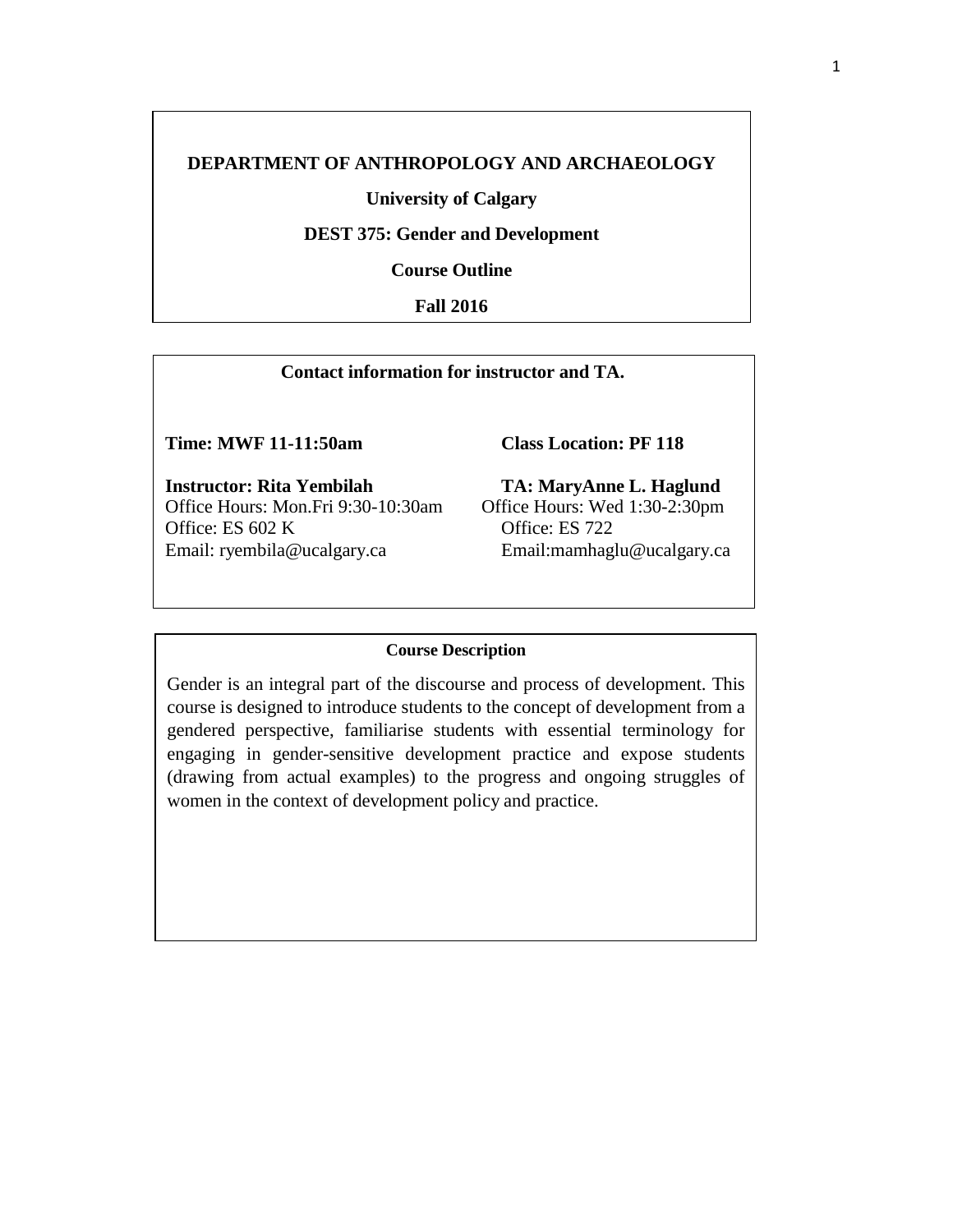**DEPARTMENT OF ANTHROPOLOGY AND ARCHAEOLOGY**

**University of Calgary**

**DEST 375: Gender and Development**

**Course Outline**

**Fall 2016**

**Contact information for instructor and TA.**

**Time: MWF 11-11:50am**

**Class Location: PF 118**

**Instructor: Rita Yembilah**
Office Hours: Mon.Fri 9:30-10:30am
Office: ES 602 K
Email: ryembila@ucalgary.ca

**TA: MaryAnne L. Haglund**
Office Hours: Wed 1:30-2:30pm
Office: ES 722
Email:mamhaglu@ucalgary.ca

**Course Description**

Gender is an integral part of the discourse and process of development. This course is designed to introduce students to the concept of development from a gendered perspective, familiarise students with essential terminology for engaging in gender-sensitive development practice and expose students (drawing from actual examples) to the progress and ongoing struggles of women in the context of development policy and practice.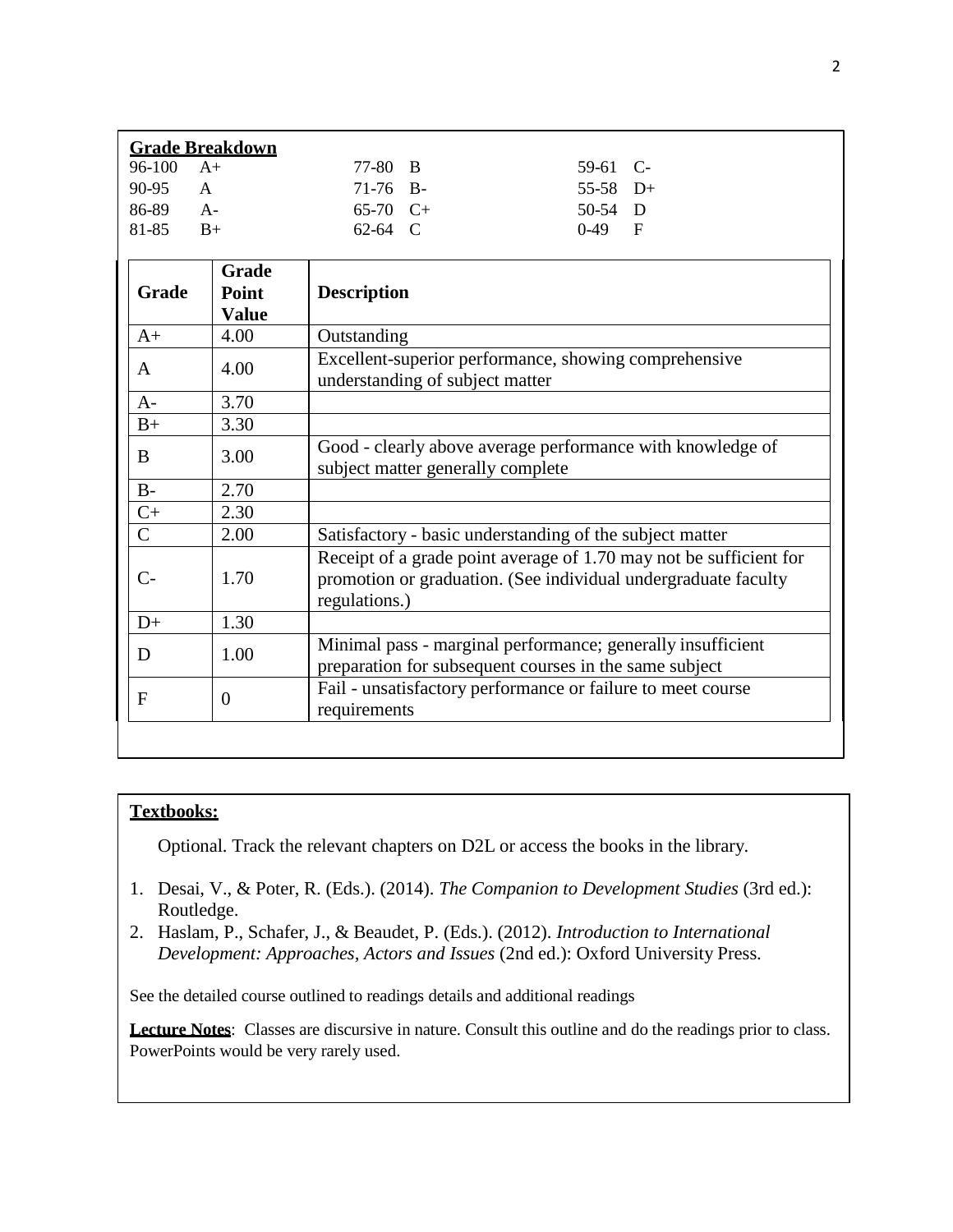**Grade Breakdown**

| | | | | | |
|---|---|---|---|---|---|
| 96-100 | A+ | 77-80 | B | 59-61 | C- |
| 90-95 | A | 71-76 | B- | 55-58 | D+ |
| 86-89 | A- | 65-70 | C+ | 50-54 | D |
| 81-85 | B+ | 62-64 | C | 0-49 | F |

| Grade | Grade Point Value | Description |
|---|---|---|
| A+ | 4.00 | Outstanding |
| A | 4.00 | Excellent-superior performance, showing comprehensive understanding of subject matter |
| A- | 3.70 | |
| B+ | 3.30 | |
| B | 3.00 | Good - clearly above average performance with knowledge of subject matter generally complete |
| B- | 2.70 | |
| C+ | 2.30 | |
| C | 2.00 | Satisfactory - basic understanding of the subject matter |
| C- | 1.70 | Receipt of a grade point average of 1.70 may not be sufficient for promotion or graduation. (See individual undergraduate faculty regulations.) |
| D+ | 1.30 | |
| D | 1.00 | Minimal pass - marginal performance; generally insufficient preparation for subsequent courses in the same subject |
| F | 0 | Fail - unsatisfactory performance or failure to meet course requirements |

**Textbooks:**

Optional. Track the relevant chapters on D2L or access the books in the library.

1. Desai, V., & Poter, R. (Eds.). (2014). *The Companion to Development Studies* (3rd ed.): Routledge.
2. Haslam, P., Schafer, J., & Beaudet, P. (Eds.). (2012). *Introduction to International Development: Approaches, Actors and Issues* (2nd ed.): Oxford University Press.

See the detailed course outlined to readings details and additional readings

**Lecture Notes**: Classes are discursive in nature. Consult this outline and do the readings prior to class. PowerPoints would be very rarely used.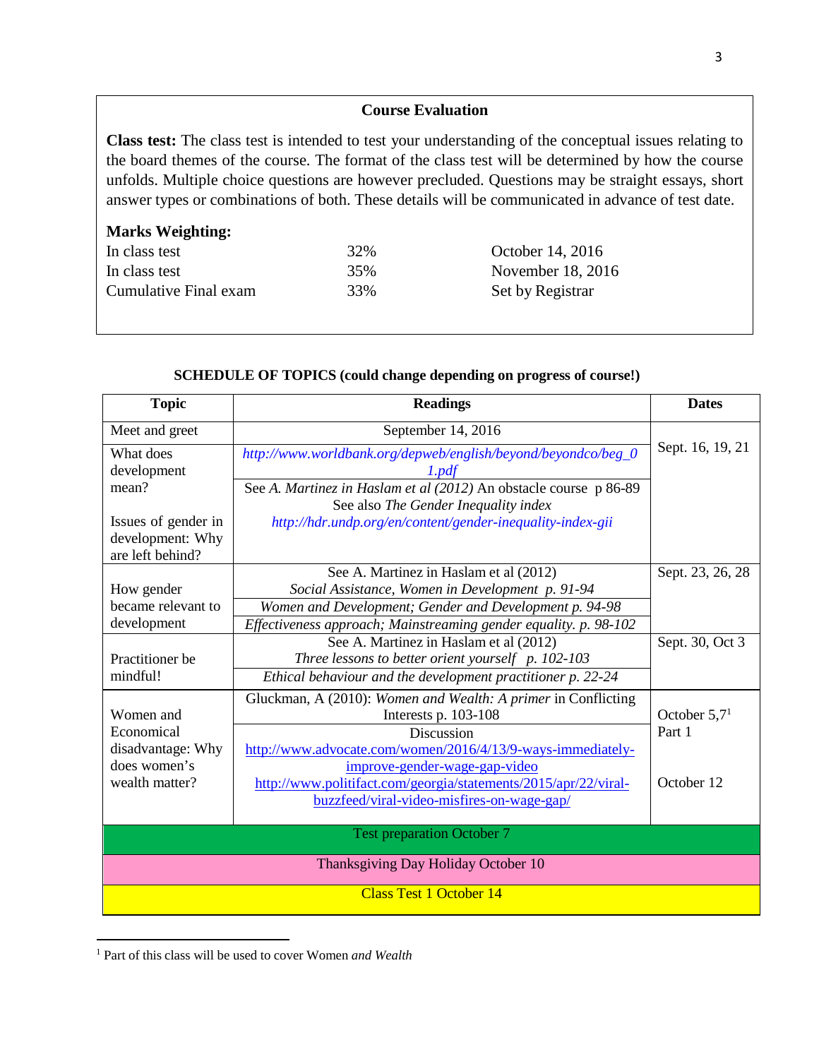## Course Evaluation

**Class test:** The class test is intended to test your understanding of the conceptual issues relating to the board themes of the course. The format of the class test will be determined by how the course unfolds. Multiple choice questions are however precluded. Questions may be straight essays, short answer types or combinations of both. These details will be communicated in advance of test date.

**Marks Weighting:**

| | | |
|---|---|---|
| In class test | 32% | October 14, 2016 |
| In class test | 35% | November 18, 2016 |
| Cumulative Final exam | 33% | Set by Registrar |

### SCHEDULE OF TOPICS (could change depending on progress of course!)

| Topic | Readings | Dates |
|---|---|---|
| Meet and greet | September 14, 2016 | Sept. 16, 19, 21 |
| What does development mean? | *http://www.worldbank.org/depweb/english/beyond/beyondco/beg_01.pdf* | |
| Issues of gender in development: Why are left behind? | See *A. Martinez in Haslam et al (2012)* An obstacle course p 86-89<br>See also *The Gender Inequality index*<br>*http://hdr.undp.org/en/content/gender-inequality-index-gii* | |
| How gender became relevant to development | See A. Martinez in Haslam et al (2012)<br>*Social Assistance, Women in Development p. 91-94*<br>*Women and Development; Gender and Development p. 94-98*<br>*Effectiveness approach; Mainstreaming gender equality. p. 98-102* | Sept. 23, 26, 28 |
| Practitioner be mindful! | See A. Martinez in Haslam et al (2012)<br>*Three lessons to better orient yourself p. 102-103*<br>*Ethical behaviour and the development practitioner p. 22-24* | Sept. 30, Oct 3 |
| Women and Economical disadvantage: Why does women's wealth matter? | Gluckman, A (2010): *Women and Wealth: A primer* in Conflicting Interests p. 103-108<br>Discussion<br>http://www.advocate.com/women/2016/4/13/9-ways-immediately-improve-gender-wage-gap-video<br>http://www.politifact.com/georgia/statements/2015/apr/22/viral-buzzfeed/viral-video-misfires-on-wage-gap/ | October 5,7[1]<br>Part 1<br><br>October 12 |
| Test preparation October 7 | | |
| Thanksgiving Day Holiday October 10 | | |
| Class Test 1 October 14 | | |

[1] Part of this class will be used to cover Women *and Wealth*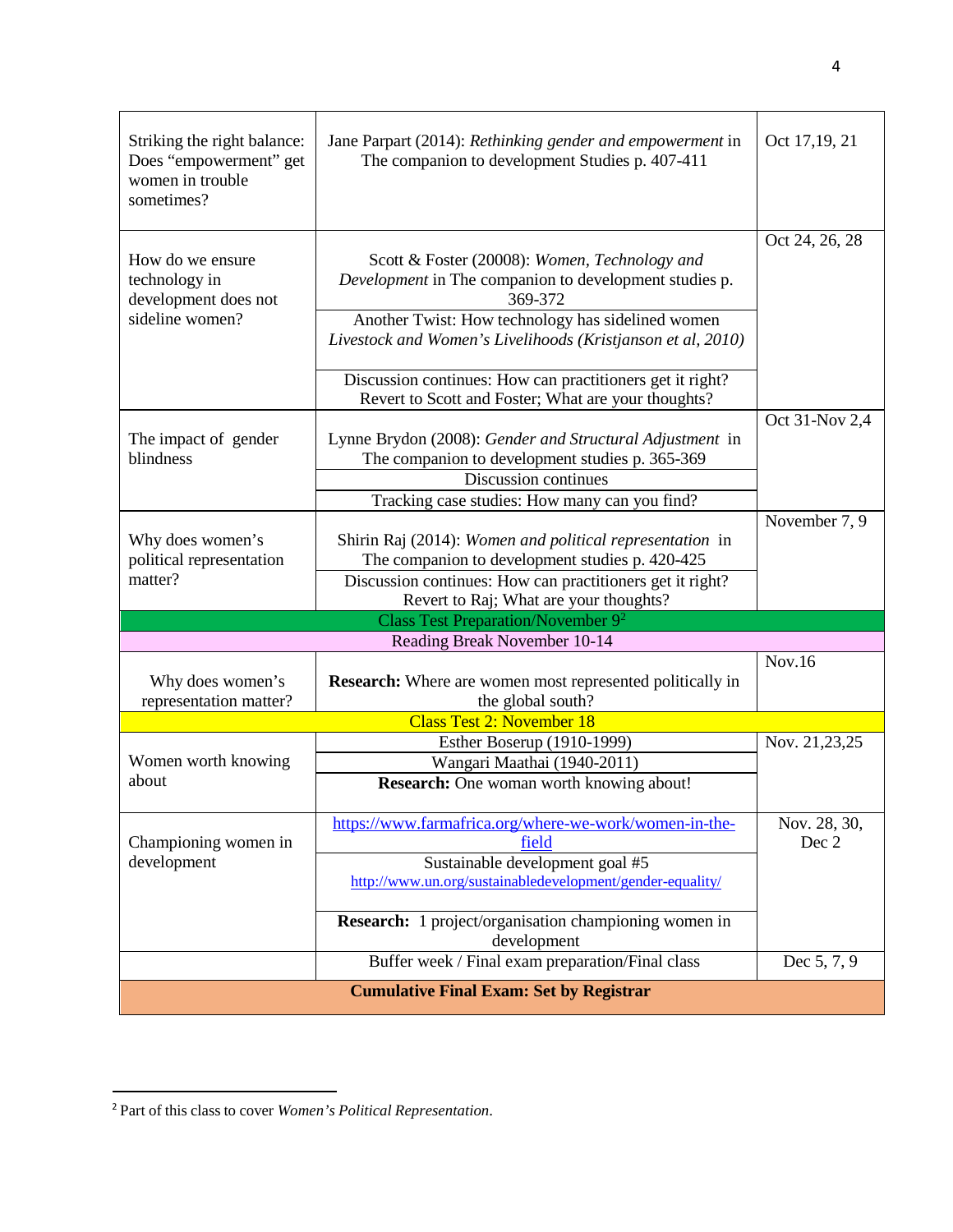| | | |
|---|---|---|
| Striking the right balance: Does "empowerment" get women in trouble sometimes? | Jane Parpart (2014): *Rethinking gender and empowerment* in The companion to development Studies p. 407-411 | Oct 17,19, 21 |
| How do we ensure technology in development does not sideline women? | Scott & Foster (20008): *Women, Technology and Development* in The companion to development studies p. 369-372 | Oct 24, 26, 28 |
| | Another Twist: How technology has sidelined women *Livestock and Women's Livelihoods (Kristjanson et al, 2010)* | |
| | Discussion continues: How can practitioners get it right? Revert to Scott and Foster; What are your thoughts? | |
| The impact of gender blindness | Lynne Brydon (2008): *Gender and Structural Adjustment* in The companion to development studies p. 365-369 | Oct 31-Nov 2,4 |
| | Discussion continues | |
| | Tracking case studies: How many can you find? | |
| Why does women's political representation matter? | Shirin Raj (2014): *Women and political representation* in The companion to development studies p. 420-425 | November 7, 9 |
| | Discussion continues: How can practitioners get it right? Revert to Raj; What are your thoughts? | |
| Class Test Preparation/November 9[2] | | |
| Reading Break November 10-14 | | |
| Why does women's representation matter? | **Research:** Where are women most represented politically in the global south? | Nov.16 |
| Class Test 2: November 18 | | |
| Women worth knowing about | Esther Boserup (1910-1999) | Nov. 21,23,25 |
| | Wangari Maathai (1940-2011) | |
| | **Research:** One woman worth knowing about! | |
| Championing women in development | https://www.farmafrica.org/where-we-work/women-in-the-field | Nov. 28, 30, Dec 2 |
| | Sustainable development goal #5 http://www.un.org/sustainabledevelopment/gender-equality/ | |
| | **Research:** 1 project/organisation championing women in development | |
| | Buffer week / Final exam preparation/Final class | Dec 5, 7, 9 |
| **Cumulative Final Exam: Set by Registrar** | | |

[2] Part of this class to cover *Women's Political Representation*.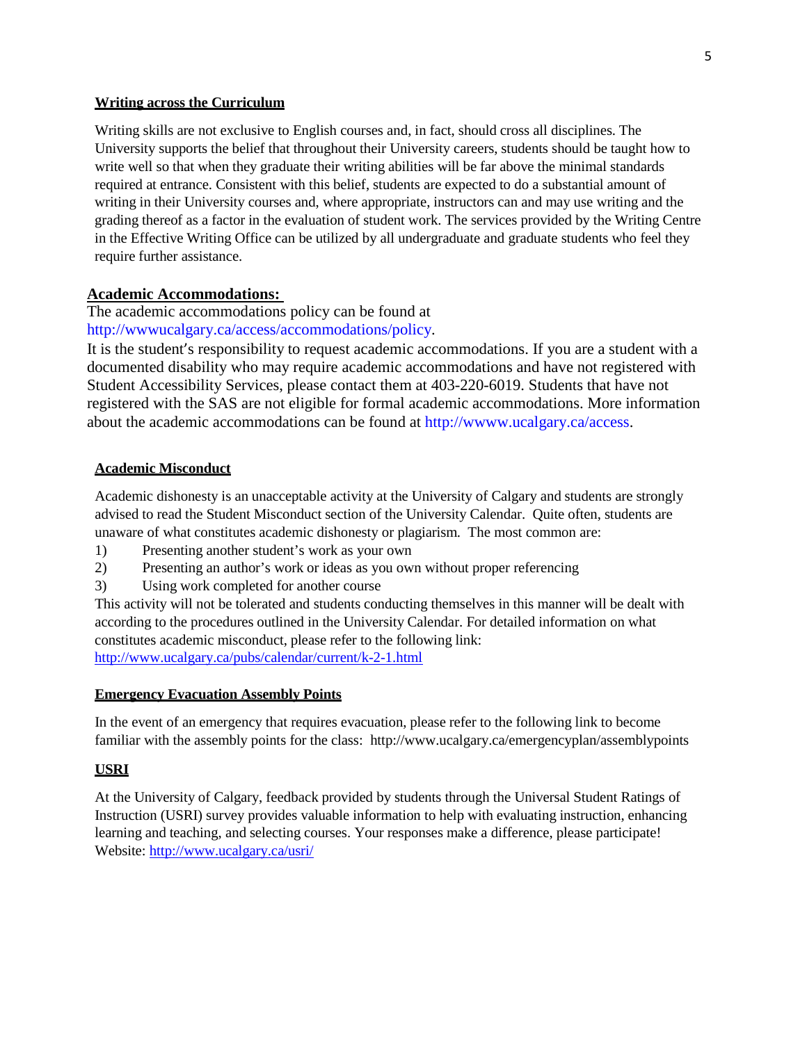## Writing across the Curriculum

Writing skills are not exclusive to English courses and, in fact, should cross all disciplines. The University supports the belief that throughout their University careers, students should be taught how to write well so that when they graduate their writing abilities will be far above the minimal standards required at entrance. Consistent with this belief, students are expected to do a substantial amount of writing in their University courses and, where appropriate, instructors can and may use writing and the grading thereof as a factor in the evaluation of student work. The services provided by the Writing Centre in the Effective Writing Office can be utilized by all undergraduate and graduate students who feel they require further assistance.

## Academic Accommodations:

The academic accommodations policy can be found at http://wwwucalgary.ca/access/accommodations/policy.

It is the student's responsibility to request academic accommodations. If you are a student with a documented disability who may require academic accommodations and have not registered with Student Accessibility Services, please contact them at 403-220-6019. Students that have not registered with the SAS are not eligible for formal academic accommodations. More information about the academic accommodations can be found at http://wwww.ucalgary.ca/access.

## Academic Misconduct

Academic dishonesty is an unacceptable activity at the University of Calgary and students are strongly advised to read the Student Misconduct section of the University Calendar. Quite often, students are unaware of what constitutes academic dishonesty or plagiarism. The most common are:

1) Presenting another student's work as your own
2) Presenting an author's work or ideas as you own without proper referencing
3) Using work completed for another course

This activity will not be tolerated and students conducting themselves in this manner will be dealt with according to the procedures outlined in the University Calendar. For detailed information on what constitutes academic misconduct, please refer to the following link: http://www.ucalgary.ca/pubs/calendar/current/k-2-1.html

## Emergency Evacuation Assembly Points

In the event of an emergency that requires evacuation, please refer to the following link to become familiar with the assembly points for the class: http://www.ucalgary.ca/emergencyplan/assemblypoints

## USRI

At the University of Calgary, feedback provided by students through the Universal Student Ratings of Instruction (USRI) survey provides valuable information to help with evaluating instruction, enhancing learning and teaching, and selecting courses. Your responses make a difference, please participate! Website: http://www.ucalgary.ca/usri/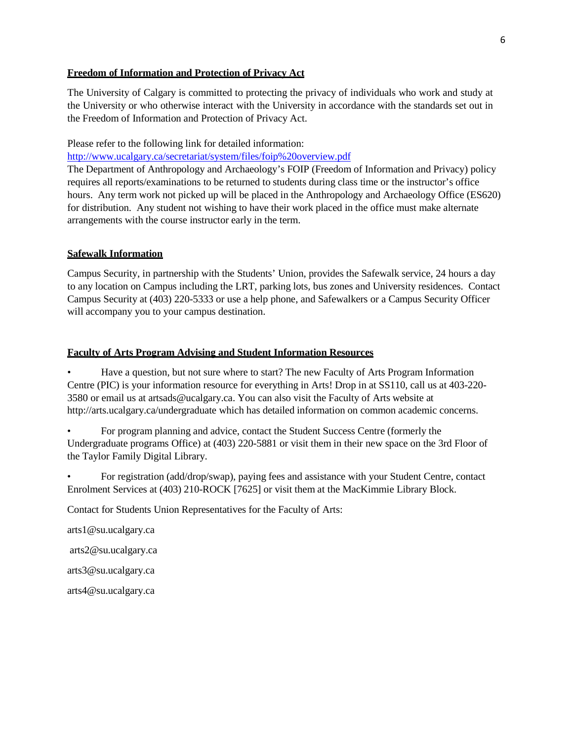**Freedom of Information and Protection of Privacy Act**

The University of Calgary is committed to protecting the privacy of individuals who work and study at the University or who otherwise interact with the University in accordance with the standards set out in the Freedom of Information and Protection of Privacy Act.

Please refer to the following link for detailed information:
http://www.ucalgary.ca/secretariat/system/files/foip%20overview.pdf
The Department of Anthropology and Archaeology's FOIP (Freedom of Information and Privacy) policy requires all reports/examinations to be returned to students during class time or the instructor's office hours. Any term work not picked up will be placed in the Anthropology and Archaeology Office (ES620) for distribution. Any student not wishing to have their work placed in the office must make alternate arrangements with the course instructor early in the term.

**Safewalk Information**

Campus Security, in partnership with the Students' Union, provides the Safewalk service, 24 hours a day to any location on Campus including the LRT, parking lots, bus zones and University residences. Contact Campus Security at (403) 220-5333 or use a help phone, and Safewalkers or a Campus Security Officer will accompany you to your campus destination.

**Faculty of Arts Program Advising and Student Information Resources**

- Have a question, but not sure where to start? The new Faculty of Arts Program Information Centre (PIC) is your information resource for everything in Arts! Drop in at SS110, call us at 403-220-3580 or email us at artsads@ucalgary.ca. You can also visit the Faculty of Arts website at http://arts.ucalgary.ca/undergraduate which has detailed information on common academic concerns.
- For program planning and advice, contact the Student Success Centre (formerly the Undergraduate programs Office) at (403) 220-5881 or visit them in their new space on the 3rd Floor of the Taylor Family Digital Library.
- For registration (add/drop/swap), paying fees and assistance with your Student Centre, contact Enrolment Services at (403) 210-ROCK [7625] or visit them at the MacKimmie Library Block.

Contact for Students Union Representatives for the Faculty of Arts:

arts1@su.ucalgary.ca

arts2@su.ucalgary.ca

arts3@su.ucalgary.ca

arts4@su.ucalgary.ca